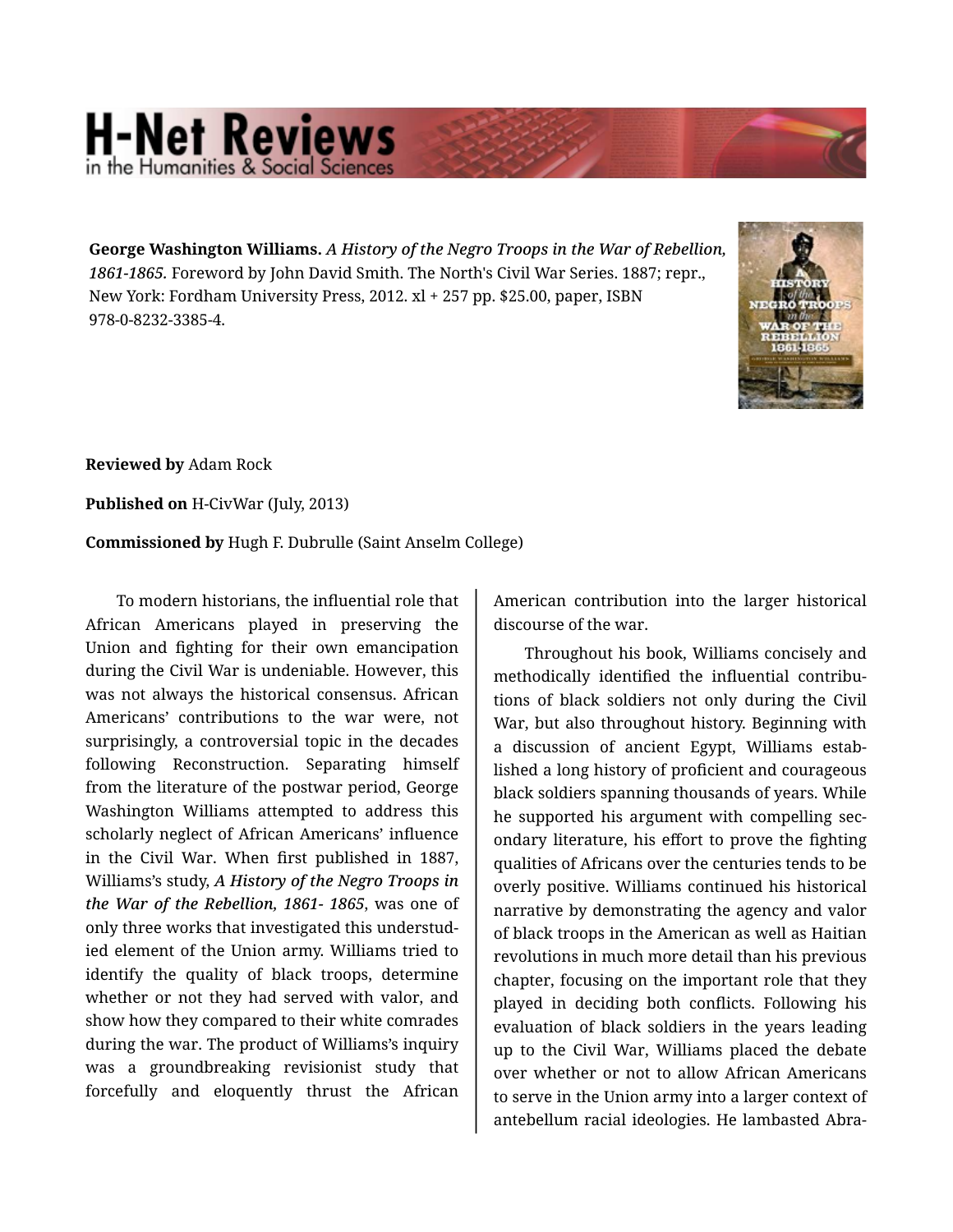**George Washington Williams.** *A History of the Negro Troops in the War of Rebellion, 1861-1865.* Foreword by John David Smith. The North's Civil War Series. 1887; repr., New York: Fordham University Press, 2012. xl + 257 pp. $25.00, paper, ISBN 978-0-8232-3385-4.

**Reviewed by** Adam Rock

**Published on** H-CivWar (July, 2013)

**Commissioned by** Hugh F. Dubrulle (Saint Anselm College)

To modern historians, the influential role that African Americans played in preserving the Union and fighting for their own emancipation during the Civil War is undeniable. However, this was not always the historical consensus. African Americans' contributions to the war were, not surprisingly, a controversial topic in the decades following Reconstruction. Separating himself from the literature of the postwar period, George Washington Williams attempted to address this scholarly neglect of African Americans' influence in the Civil War. When first published in 1887, Williams's study, ***A History of the Negro Troops in the War of the Rebellion, 1861- 1865***, was one of only three works that investigated this understudied element of the Union army. Williams tried to identify the quality of black troops, determine whether or not they had served with valor, and show how they compared to their white comrades during the war. The product of Williams's inquiry was a groundbreaking revisionist study that forcefully and eloquently thrust the African American contribution into the larger historical discourse of the war.

Throughout his book, Williams concisely and methodically identified the influential contributions of black soldiers not only during the Civil War, but also throughout history. Beginning with a discussion of ancient Egypt, Williams established a long history of proficient and courageous black soldiers spanning thousands of years. While he supported his argument with compelling secondary literature, his effort to prove the fighting qualities of Africans over the centuries tends to be overly positive. Williams continued his historical narrative by demonstrating the agency and valor of black troops in the American as well as Haitian revolutions in much more detail than his previous chapter, focusing on the important role that they played in deciding both conflicts. Following his evaluation of black soldiers in the years leading up to the Civil War, Williams placed the debate over whether or not to allow African Americans to serve in the Union army into a larger context of antebellum racial ideologies. He lambasted Abra-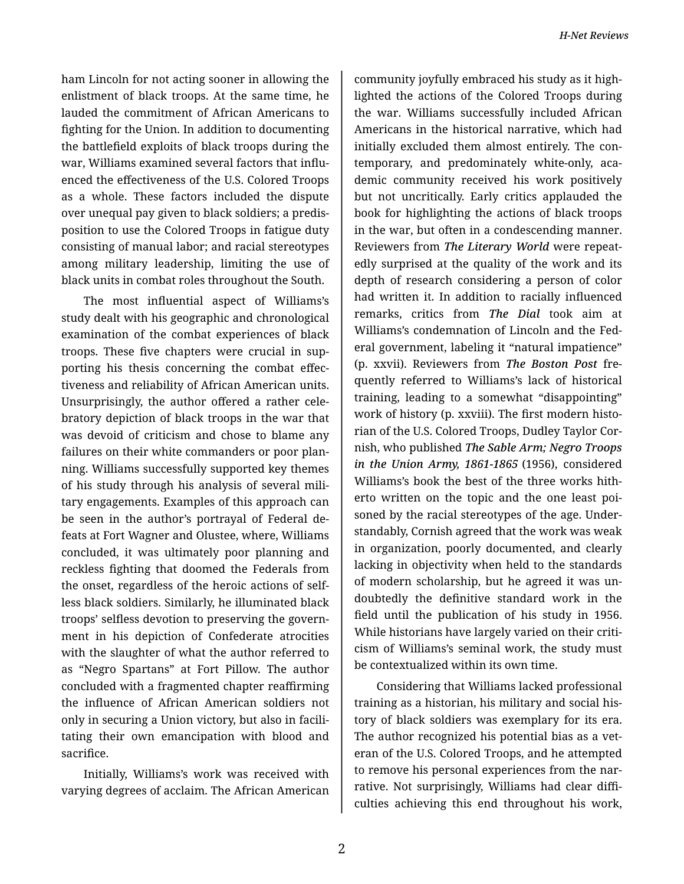ham Lincoln for not acting sooner in allowing the enlistment of black troops. At the same time, he lauded the commitment of African Americans to fighting for the Union. In addition to documenting the battlefield exploits of black troops during the war, Williams examined several factors that influenced the effectiveness of the U.S. Colored Troops as a whole. These factors included the dispute over unequal pay given to black soldiers; a predisposition to use the Colored Troops in fatigue duty consisting of manual labor; and racial stereotypes among military leadership, limiting the use of black units in combat roles throughout the South.

The most influential aspect of Williams's study dealt with his geographic and chronological examination of the combat experiences of black troops. These five chapters were crucial in supporting his thesis concerning the combat effectiveness and reliability of African American units. Unsurprisingly, the author offered a rather celebratory depiction of black troops in the war that was devoid of criticism and chose to blame any failures on their white commanders or poor planning. Williams successfully supported key themes of his study through his analysis of several military engagements. Examples of this approach can be seen in the author's portrayal of Federal defeats at Fort Wagner and Olustee, where, Williams concluded, it was ultimately poor planning and reckless fighting that doomed the Federals from the onset, regardless of the heroic actions of selfless black soldiers. Similarly, he illuminated black troops' selfless devotion to preserving the government in his depiction of Confederate atrocities with the slaughter of what the author referred to as "Negro Spartans" at Fort Pillow. The author concluded with a fragmented chapter reaffirming the influence of African American soldiers not only in securing a Union victory, but also in facilitating their own emancipation with blood and sacrifice.

Initially, Williams's work was received with varying degrees of acclaim. The African American community joyfully embraced his study as it highlighted the actions of the Colored Troops during the war. Williams successfully included African Americans in the historical narrative, which had initially excluded them almost entirely. The contemporary, and predominately white-only, academic community received his work positively but not uncritically. Early critics applauded the book for highlighting the actions of black troops in the war, but often in a condescending manner. Reviewers from ***The Literary World*** were repeatedly surprised at the quality of the work and its depth of research considering a person of color had written it. In addition to racially influenced remarks, critics from ***The Dial*** took aim at Williams's condemnation of Lincoln and the Federal government, labeling it "natural impatience" (p. xxvii). Reviewers from ***The Boston Post*** frequently referred to Williams's lack of historical training, leading to a somewhat "disappointing" work of history (p. xxviii). The first modern historian of the U.S. Colored Troops, Dudley Taylor Cornish, who published ***The Sable Arm; Negro Troops in the Union Army, 1861-1865*** (1956), considered Williams's book the best of the three works hitherto written on the topic and the one least poisoned by the racial stereotypes of the age. Understandably, Cornish agreed that the work was weak in organization, poorly documented, and clearly lacking in objectivity when held to the standards of modern scholarship, but he agreed it was undoubtedly the definitive standard work in the field until the publication of his study in 1956. While historians have largely varied on their criticism of Williams's seminal work, the study must be contextualized within its own time.

Considering that Williams lacked professional training as a historian, his military and social history of black soldiers was exemplary for its era. The author recognized his potential bias as a veteran of the U.S. Colored Troops, and he attempted to remove his personal experiences from the narrative. Not surprisingly, Williams had clear difficulties achieving this end throughout his work,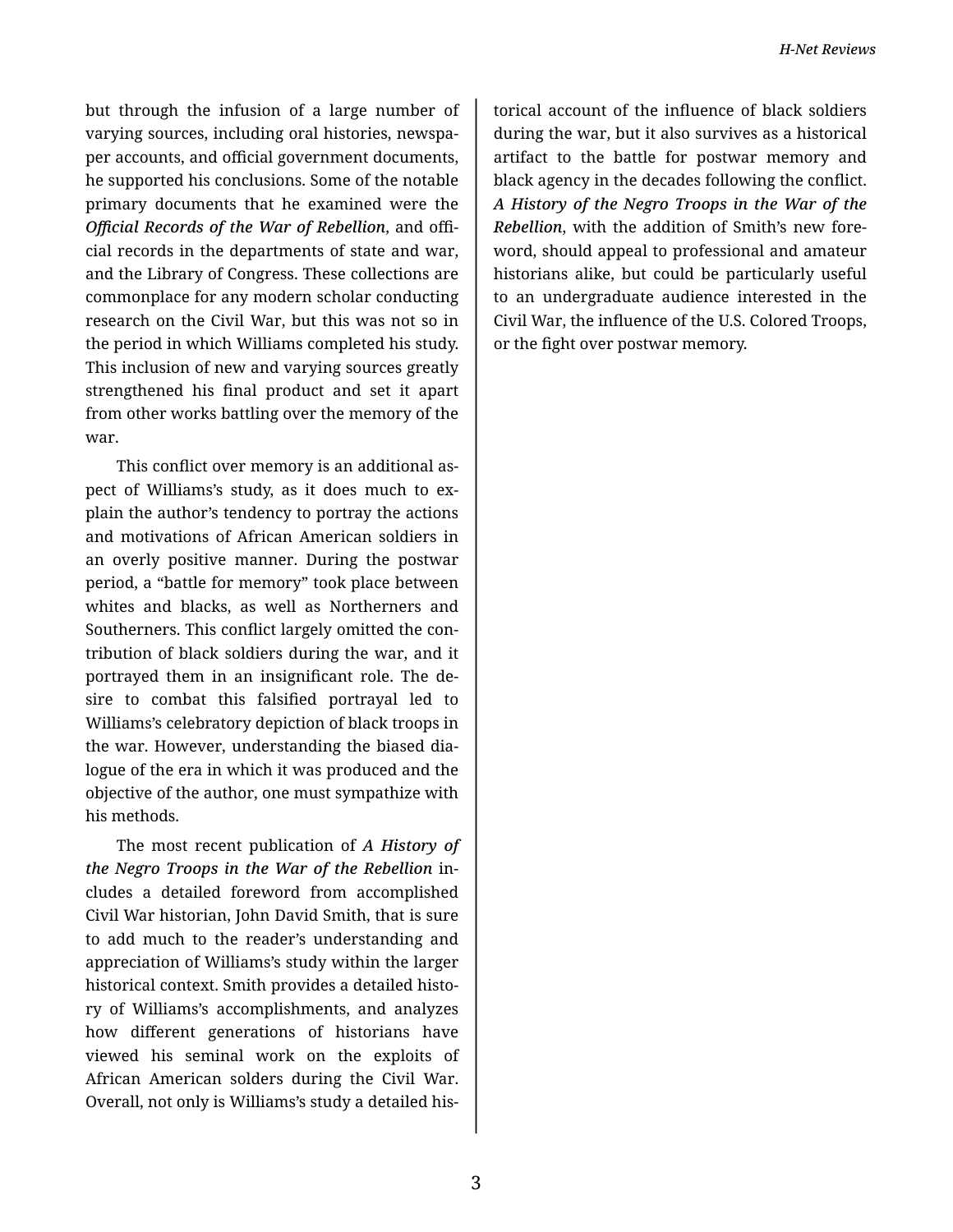but through the infusion of a large number of varying sources, including oral histories, newspaper accounts, and official government documents, he supported his conclusions. Some of the notable primary documents that he examined were the ***Official Records of the War of Rebellion***, and official records in the departments of state and war, and the Library of Congress. These collections are commonplace for any modern scholar conducting research on the Civil War, but this was not so in the period in which Williams completed his study. This inclusion of new and varying sources greatly strengthened his final product and set it apart from other works battling over the memory of the war.

This conflict over memory is an additional aspect of Williams's study, as it does much to explain the author's tendency to portray the actions and motivations of African American soldiers in an overly positive manner. During the postwar period, a "battle for memory" took place between whites and blacks, as well as Northerners and Southerners. This conflict largely omitted the contribution of black soldiers during the war, and it portrayed them in an insignificant role. The desire to combat this falsified portrayal led to Williams's celebratory depiction of black troops in the war. However, understanding the biased dialogue of the era in which it was produced and the objective of the author, one must sympathize with his methods.

The most recent publication of ***A History of the Negro Troops in the War of the Rebellion*** includes a detailed foreword from accomplished Civil War historian, John David Smith, that is sure to add much to the reader's understanding and appreciation of Williams's study within the larger historical context. Smith provides a detailed history of Williams's accomplishments, and analyzes how different generations of historians have viewed his seminal work on the exploits of African American solders during the Civil War. Overall, not only is Williams's study a detailed historical account of the influence of black soldiers during the war, but it also survives as a historical artifact to the battle for postwar memory and black agency in the decades following the conflict. ***A History of the Negro Troops in the War of the Rebellion***, with the addition of Smith's new foreword, should appeal to professional and amateur historians alike, but could be particularly useful to an undergraduate audience interested in the Civil War, the influence of the U.S. Colored Troops, or the fight over postwar memory.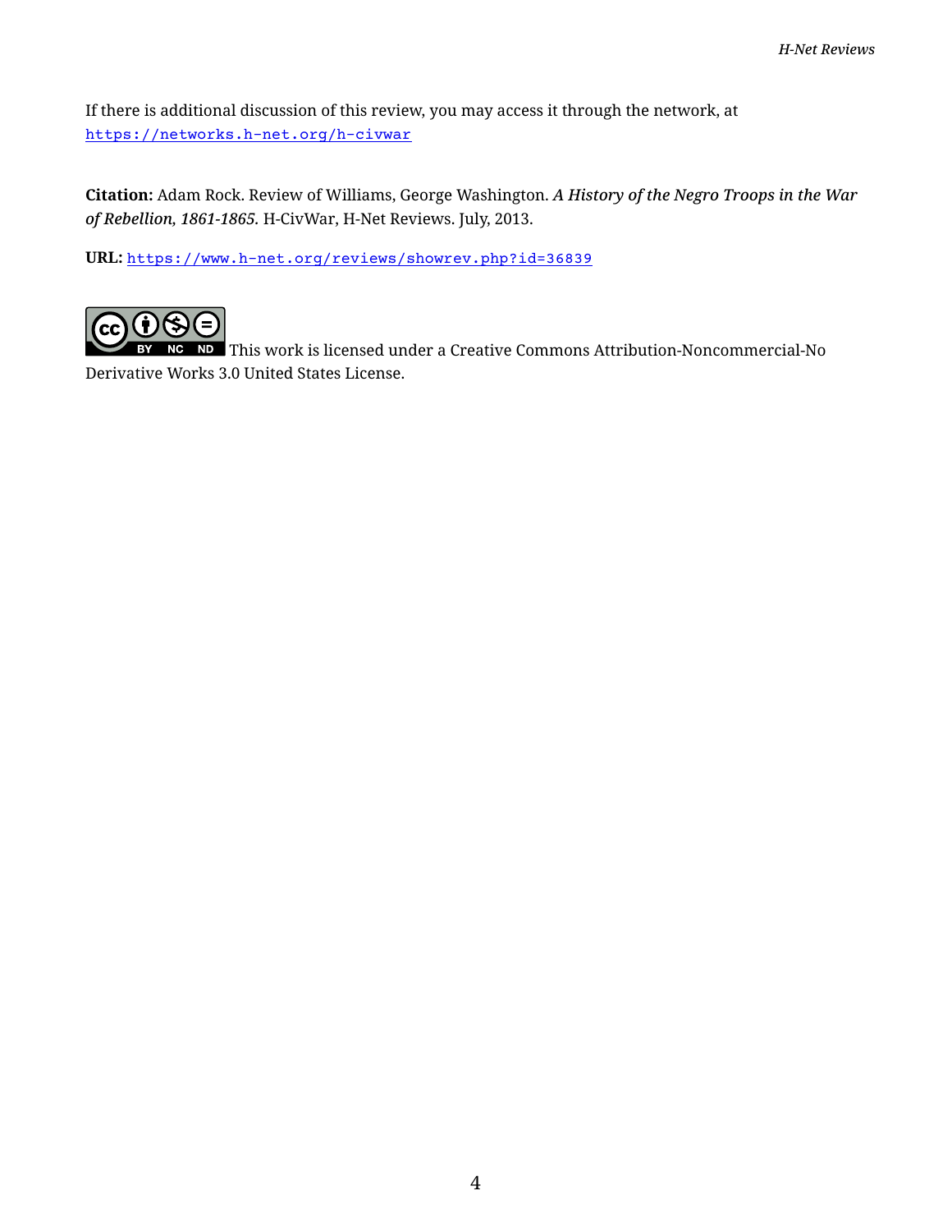If there is additional discussion of this review, you may access it through the network, at https://networks.h-net.org/h-civwar

**Citation:** Adam Rock. Review of Williams, George Washington. ***A History of the Negro Troops in the War of Rebellion, 1861-1865.*** H-CivWar, H-Net Reviews. July, 2013.

**URL:** https://www.h-net.org/reviews/showrev.php?id=36839

This work is licensed under a Creative Commons Attribution-Noncommercial-No Derivative Works 3.0 United States License.